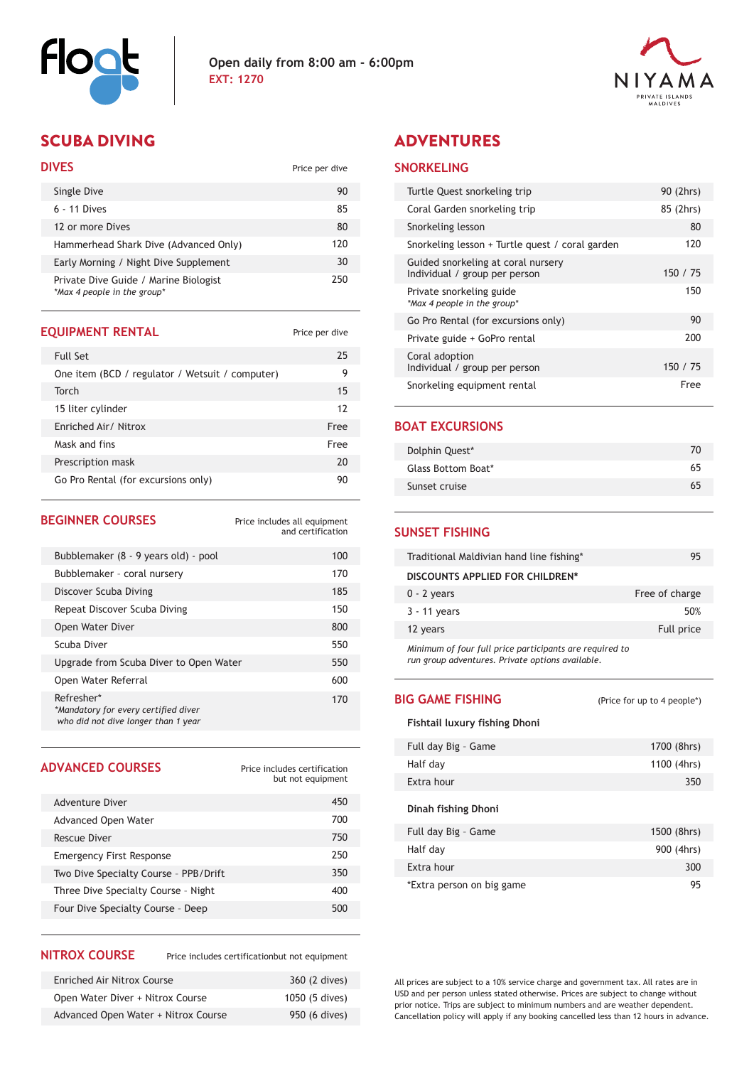Open daily from 8:00 am - 6:00pm
EXT: 1270

NIYAMA PRIVATE ISLANDS MALDIVES

# SCUBA DIVING

## DIVES

| | Price per dive |
|---|---|
| Single Dive | 90 |
| 6 - 11 Dives | 85 |
| 12 or more Dives | 80 |
| Hammerhead Shark Dive (Advanced Only) | 120 |
| Early Morning / Night Dive Supplement | 30 |
| Private Dive Guide / Marine Biologist *\*Max 4 people in the group\** | 250 |

## EQUIPMENT RENTAL

| | Price per dive |
|---|---|
| Full Set | 25 |
| One item (BCD / regulator / Wetsuit / computer) | 9 |
| Torch | 15 |
| 15 liter cylinder | 12 |
| Enriched Air/ Nitrox | Free |
| Mask and fins | Free |
| Prescription mask | 20 |
| Go Pro Rental (for excursions only) | 90 |

## BEGINNER COURSES

| | Price includes all equipment and certification |
|---|---|
| Bubblemaker (8 - 9 years old) - pool | 100 |
| Bubblemaker - coral nursery | 170 |
| Discover Scuba Diving | 185 |
| Repeat Discover Scuba Diving | 150 |
| Open Water Diver | 800 |
| Scuba Diver | 550 |
| Upgrade from Scuba Diver to Open Water | 550 |
| Open Water Referral | 600 |
| Refresher* *\*Mandatory for every certified diver who did not dive longer than 1 year* | 170 |

## ADVANCED COURSES

| | Price includes certification but not equipment |
|---|---|
| Adventure Diver | 450 |
| Advanced Open Water | 700 |
| Rescue Diver | 750 |
| Emergency First Response | 250 |
| Two Dive Specialty Course - PPB/Drift | 350 |
| Three Dive Specialty Course - Night | 400 |
| Four Dive Specialty Course - Deep | 500 |

## NITROX COURSE

| | Price includes certificationbut not equipment |
|---|---|
| Enriched Air Nitrox Course | 360 (2 dives) |
| Open Water Diver + Nitrox Course | 1050 (5 dives) |
| Advanced Open Water + Nitrox Course | 950 (6 dives) |

# ADVENTURES

## SNORKELING

| | |
|---|---|
| Turtle Quest snorkeling trip | 90 (2hrs) |
| Coral Garden snorkeling trip | 85 (2hrs) |
| Snorkeling lesson | 80 |
| Snorkeling lesson + Turtle quest / coral garden | 120 |
| Guided snorkeling at coral nursery Individual / group per person | 150 / 75 |
| Private snorkeling guide *\*Max 4 people in the group\** | 150 |
| Go Pro Rental (for excursions only) | 90 |
| Private guide + GoPro rental | 200 |
| Coral adoption Individual / group per person | 150 / 75 |
| Snorkeling equipment rental | Free |

## BOAT EXCURSIONS

| | |
|---|---|
| Dolphin Quest* | 70 |
| Glass Bottom Boat* | 65 |
| Sunset cruise | 65 |

## SUNSET FISHING

| | |
|---|---|
| Traditional Maldivian hand line fishing* | 95 |
| **DISCOUNTS APPLIED FOR CHILDREN*** | |
| 0 - 2 years | Free of charge |
| 3 - 11 years | 50% |
| 12 years | Full price |

*Minimum of four full price participants are required to run group adventures. Private options available.*

## BIG GAME FISHING

(Price for up to 4 people*)

**Fishtail luxury fishing Dhoni**

| | |
|---|---|
| Full day Big - Game | 1700 (8hrs) |
| Half day | 1100 (4hrs) |
| Extra hour | 350 |

**Dinah fishing Dhoni**

| | |
|---|---|
| Full day Big - Game | 1500 (8hrs) |
| Half day | 900 (4hrs) |
| Extra hour | 300 |
| *Extra person on big game | 95 |

All prices are subject to a 10% service charge and government tax. All rates are in USD and per person unless stated otherwise. Prices are subject to change without prior notice. Trips are subject to minimum numbers and are weather dependent. Cancellation policy will apply if any booking cancelled less than 12 hours in advance.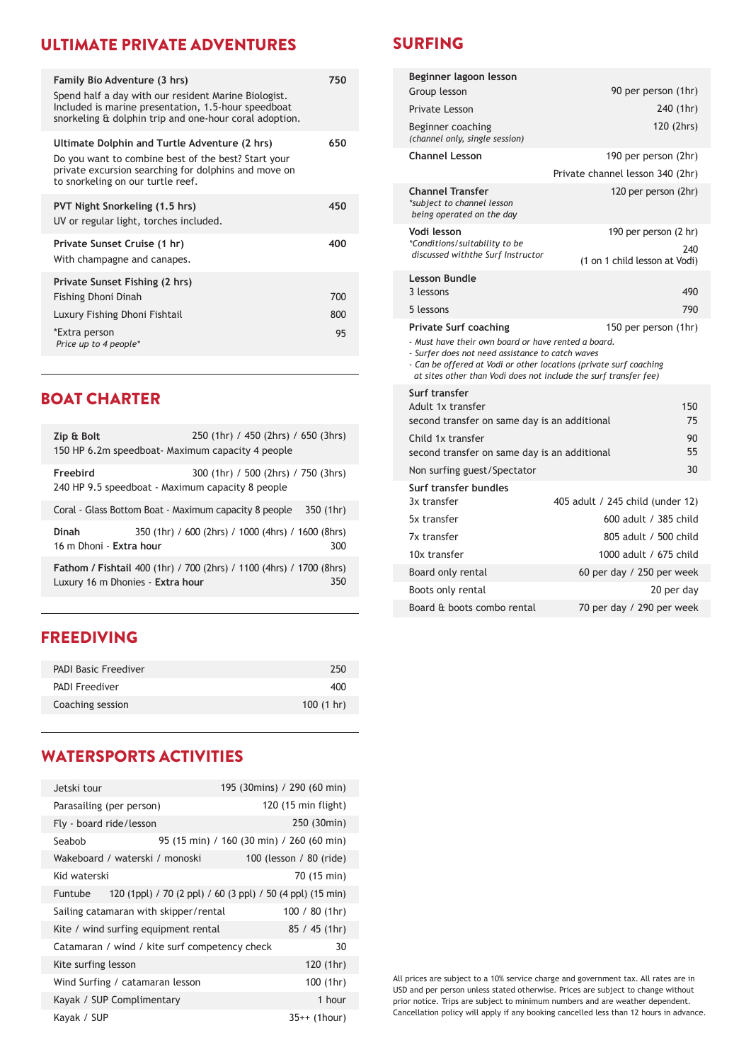## ULTIMATE PRIVATE ADVENTURES

| | |
|---|---|
| **Family Bio Adventure (3 hrs)**<br>Spend half a day with our resident Marine Biologist. Included is marine presentation, 1.5-hour speedboat snorkeling & dolphin trip and one-hour coral adoption. | 750 |
| **Ultimate Dolphin and Turtle Adventure (2 hrs)**<br>Do you want to combine best of the best? Start your private excursion searching for dolphins and move on to snorkeling on our turtle reef. | 650 |
| **PVT Night Snorkeling (1.5 hrs)**<br>UV or regular light, torches included. | 450 |
| **Private Sunset Cruise (1 hr)**<br>With champagne and canapes. | 400 |
| **Private Sunset Fishing (2 hrs)** | |
| Fishing Dhoni Dinah | 700 |
| Luxury Fishing Dhoni Fishtail | 800 |
| *Extra person<br>*Price up to 4 people** | 95 |

## BOAT CHARTER

| | |
|---|---|
| **Zip & Bolt**<br>150 HP 6.2m speedboat- Maximum capacity 4 people | 250 (1hr) / 450 (2hrs) / 650 (3hrs) |
| **Freebird**<br>240 HP 9.5 speedboat - Maximum capacity 8 people | 300 (1hr) / 500 (2hrs) / 750 (3hrs) |
| Coral - Glass Bottom Boat - Maximum capacity 8 people | 350 (1hr) |
| **Dinah**<br>16 m Dhoni - **Extra hour** | 350 (1hr) / 600 (2hrs) / 1000 (4hrs) / 1600 (8hrs)<br>300 |
| **Fathom / Fishtail**<br>Luxury 16 m Dhonies - **Extra hour** | 400 (1hr) / 700 (2hrs) / 1100 (4hrs) / 1700 (8hrs)<br>350 |

## FREEDIVING

| | |
|---|---|
| PADI Basic Freediver | 250 |
| PADI Freediver | 400 |
| Coaching session | 100 (1 hr) |

## WATERSPORTS ACTIVITIES

| | |
|---|---|
| Jetski tour | 195 (30mins) / 290 (60 min) |
| Parasailing (per person) | 120 (15 min flight) |
| Fly - board ride/lesson | 250 (30min) |
| Seabob | 95 (15 min) / 160 (30 min) / 260 (60 min) |
| Wakeboard / waterski / monoski | 100 (lesson / 80 (ride) |
| Kid waterski | 70 (15 min) |
| Funtube | 120 (1ppl) / 70 (2 ppl) / 60 (3 ppl) / 50 (4 ppl) (15 min) |
| Sailing catamaran with skipper/rental | 100 / 80 (1hr) |
| Kite / wind surfing equipment rental | 85 / 45 (1hr) |
| Catamaran / wind / kite surf competency check | 30 |
| Kite surfing lesson | 120 (1hr) |
| Wind Surfing / catamaran lesson | 100 (1hr) |
| Kayak / SUP Complimentary | 1 hour |
| Kayak / SUP | 35++ (1hour) |

## SURFING

| | |
|---|---|
| **Beginner lagoon lesson** | |
| Group lesson | 90 per person (1hr) |
| Private Lesson | 240 (1hr) |
| Beginner coaching<br>*(channel only, single session)* | 120 (2hrs) |
| **Channel Lesson** | 190 per person (2hr) |
| | Private channel lesson 340 (2hr) |
| **Channel Transfer**<br>**subject to channel lesson being operated on the day* | 120 per person (2hr) |
| **Vodi lesson**<br>**Conditions/suitability to be discussed withthe Surf Instructor* | 190 per person (2 hr)<br>240<br>(1 on 1 child lesson at Vodi) |
| **Lesson Bundle** | |
| 3 lessons | 490 |
| 5 lessons | 790 |
| **Private Surf coaching**<br>*- Must have their own board or have rented a board.*<br>*- Surfer does not need assistance to catch waves*<br>*- Can be offered at Vodi or other locations (private surf coaching at sites other than Vodi does not include the surf transfer fee)* | 150 per person (1hr) |
| **Surf transfer** | |
| Adult 1x transfer | 150 |
| second transfer on same day is an additional | 75 |
| Child 1x transfer | 90 |
| second transfer on same day is an additional | 55 |
| Non surfing guest/Spectator | 30 |
| **Surf transfer bundles** | |
| 3x transfer | 405 adult / 245 child (under 12) |
| 5x transfer | 600 adult / 385 child |
| 7x transfer | 805 adult / 500 child |
| 10x transfer | 1000 adult / 675 child |
| Board only rental | 60 per day / 250 per week |
| Boots only rental | 20 per day |
| Board & boots combo rental | 70 per day / 290 per week |

All prices are subject to a 10% service charge and government tax. All rates are in USD and per person unless stated otherwise. Prices are subject to change without prior notice. Trips are subject to minimum numbers and are weather dependent. Cancellation policy will apply if any booking cancelled less than 12 hours in advance.